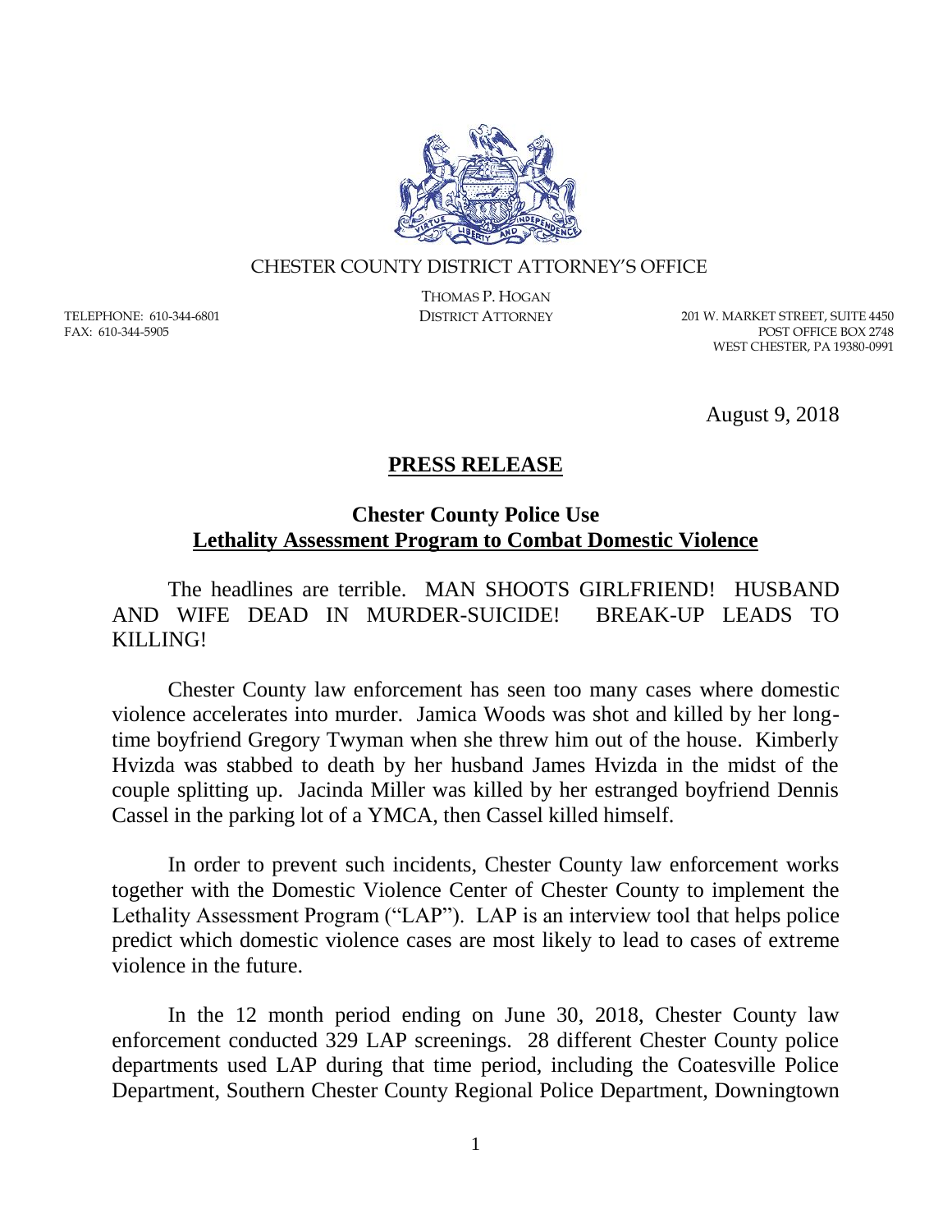CHESTER COUNTY DISTRICT ATTORNEY'S OFFICE

THOMAS P. HOGAN
DISTRICT ATTORNEY

TELEPHONE: 610-344-6801
FAX: 610-344-5905

201 W. MARKET STREET, SUITE 4450
POST OFFICE BOX 2748
WEST CHESTER, PA 19380-0991

August 9, 2018

## PRESS RELEASE

### Chester County Police Use Lethality Assessment Program to Combat Domestic Violence

The headlines are terrible. MAN SHOOTS GIRLFRIEND! HUSBAND AND WIFE DEAD IN MURDER-SUICIDE! BREAK-UP LEADS TO KILLING!

Chester County law enforcement has seen too many cases where domestic violence accelerates into murder. Jamica Woods was shot and killed by her long-time boyfriend Gregory Twyman when she threw him out of the house. Kimberly Hvizda was stabbed to death by her husband James Hvizda in the midst of the couple splitting up. Jacinda Miller was killed by her estranged boyfriend Dennis Cassel in the parking lot of a YMCA, then Cassel killed himself.

In order to prevent such incidents, Chester County law enforcement works together with the Domestic Violence Center of Chester County to implement the Lethality Assessment Program ("LAP"). LAP is an interview tool that helps police predict which domestic violence cases are most likely to lead to cases of extreme violence in the future.

In the 12 month period ending on June 30, 2018, Chester County law enforcement conducted 329 LAP screenings. 28 different Chester County police departments used LAP during that time period, including the Coatesville Police Department, Southern Chester County Regional Police Department, Downingtown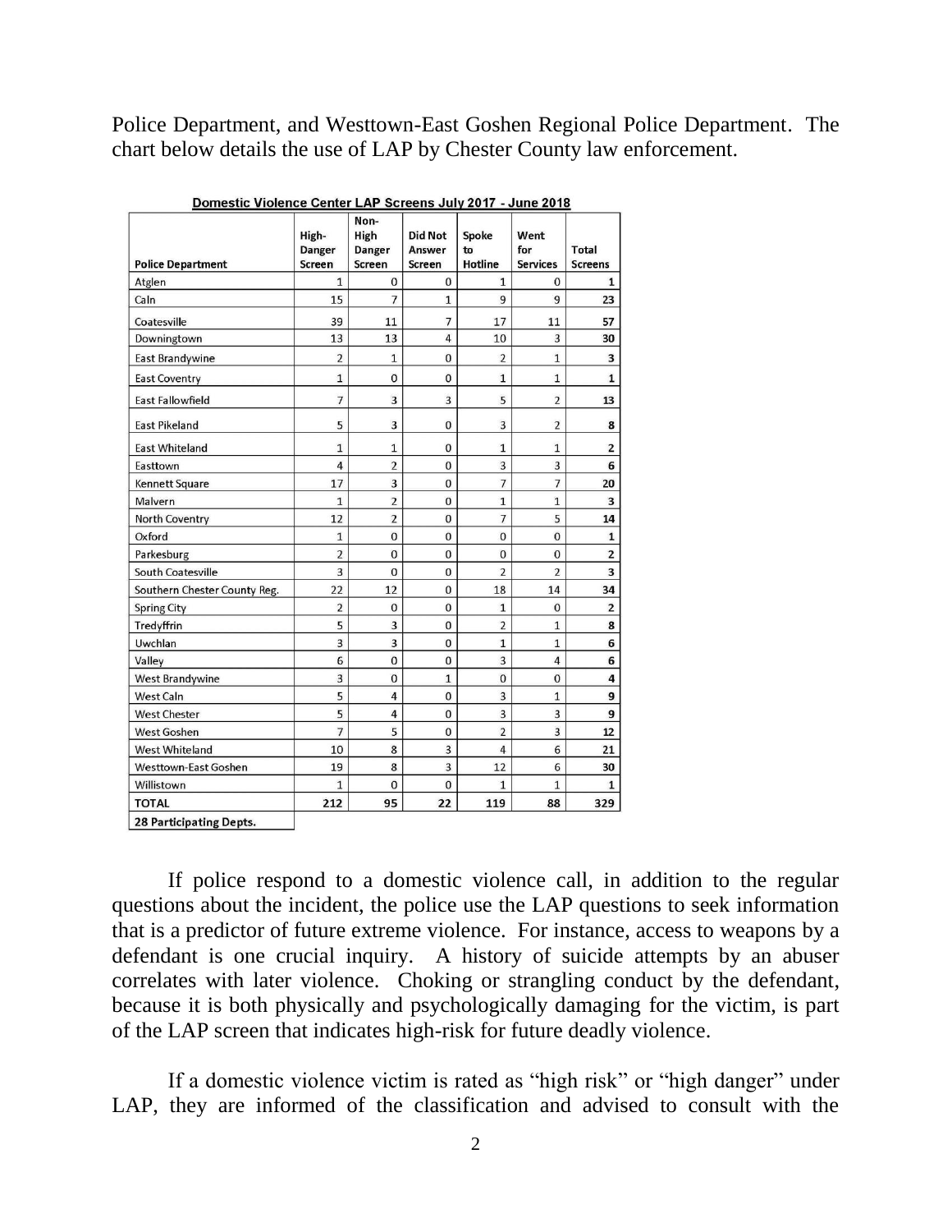Police Department, and Westtown-East Goshen Regional Police Department. The chart below details the use of LAP by Chester County law enforcement.

**Domestic Violence Center LAP Screens July 2017 - June 2018**

| Police Department | High-Danger Screen | Non-High Danger Screen | Did Not Answer Screen | Spoke to Hotline | Went for Services | Total Screens |
|---|---|---|---|---|---|---|
| Atglen | 1 | 0 | 0 | 1 | 0 | **1** |
| Caln | 15 | 7 | 1 | 9 | 9 | **23** |
| Coatesville | 39 | 11 | 7 | 17 | 11 | **57** |
| Downingtown | 13 | 13 | 4 | 10 | 3 | **30** |
| East Brandywine | 2 | 1 | 0 | 2 | 1 | **3** |
| East Coventry | 1 | 0 | 0 | 1 | 1 | **1** |
| East Fallowfield | 7 | 3 | 3 | 5 | 2 | **13** |
| East Pikeland | 5 | 3 | 0 | 3 | 2 | **8** |
| East Whiteland | 1 | 1 | 0 | 1 | 1 | **2** |
| Easttown | 4 | 2 | 0 | 3 | 3 | **6** |
| Kennett Square | 17 | 3 | 0 | 7 | 7 | **20** |
| Malvern | 1 | 2 | 0 | 1 | 1 | **3** |
| North Coventry | 12 | 2 | 0 | 7 | 5 | **14** |
| Oxford | 1 | 0 | 0 | 0 | 0 | **1** |
| Parkesburg | 2 | 0 | 0 | 0 | 0 | **2** |
| South Coatesville | 3 | 0 | 0 | 2 | 2 | **3** |
| Southern Chester County Reg. | 22 | 12 | 0 | 18 | 14 | **34** |
| Spring City | 2 | 0 | 0 | 1 | 0 | **2** |
| Tredyffrin | 5 | 3 | 0 | 2 | 1 | **8** |
| Uwchlan | 3 | 3 | 0 | 1 | 1 | **6** |
| Valley | 6 | 0 | 0 | 3 | 4 | **6** |
| West Brandywine | 3 | 0 | 1 | 0 | 0 | **4** |
| West Caln | 5 | 4 | 0 | 3 | 1 | **9** |
| West Chester | 5 | 4 | 0 | 3 | 3 | **9** |
| West Goshen | 7 | 5 | 0 | 2 | 3 | **12** |
| West Whiteland | 10 | 8 | 3 | 4 | 6 | **21** |
| Westtown-East Goshen | 19 | 8 | 3 | 12 | 6 | **30** |
| Willistown | 1 | 0 | 0 | 1 | 1 | **1** |
| **TOTAL** | **212** | **95** | **22** | **119** | **88** | **329** |
| **28 Participating Depts.** | | | | | | |

If police respond to a domestic violence call, in addition to the regular questions about the incident, the police use the LAP questions to seek information that is a predictor of future extreme violence. For instance, access to weapons by a defendant is one crucial inquiry. A history of suicide attempts by an abuser correlates with later violence. Choking or strangling conduct by the defendant, because it is both physically and psychologically damaging for the victim, is part of the LAP screen that indicates high-risk for future deadly violence.

If a domestic violence victim is rated as "high risk" or "high danger" under LAP, they are informed of the classification and advised to consult with the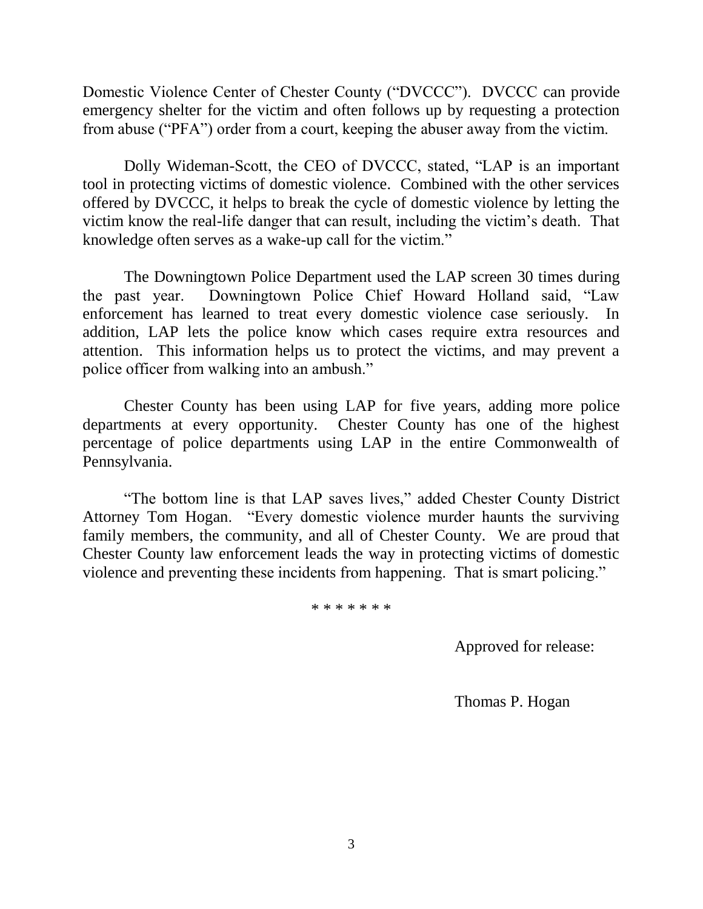Domestic Violence Center of Chester County ("DVCCC"). DVCCC can provide emergency shelter for the victim and often follows up by requesting a protection from abuse ("PFA") order from a court, keeping the abuser away from the victim.

Dolly Wideman-Scott, the CEO of DVCCC, stated, "LAP is an important tool in protecting victims of domestic violence. Combined with the other services offered by DVCCC, it helps to break the cycle of domestic violence by letting the victim know the real-life danger that can result, including the victim's death. That knowledge often serves as a wake-up call for the victim."

The Downingtown Police Department used the LAP screen 30 times during the past year. Downingtown Police Chief Howard Holland said, "Law enforcement has learned to treat every domestic violence case seriously. In addition, LAP lets the police know which cases require extra resources and attention. This information helps us to protect the victims, and may prevent a police officer from walking into an ambush."

Chester County has been using LAP for five years, adding more police departments at every opportunity. Chester County has one of the highest percentage of police departments using LAP in the entire Commonwealth of Pennsylvania.

"The bottom line is that LAP saves lives," added Chester County District Attorney Tom Hogan. "Every domestic violence murder haunts the surviving family members, the community, and all of Chester County. We are proud that Chester County law enforcement leads the way in protecting victims of domestic violence and preventing these incidents from happening. That is smart policing."

\* \* \* \* \* \* \*

Approved for release:

Thomas P. Hogan